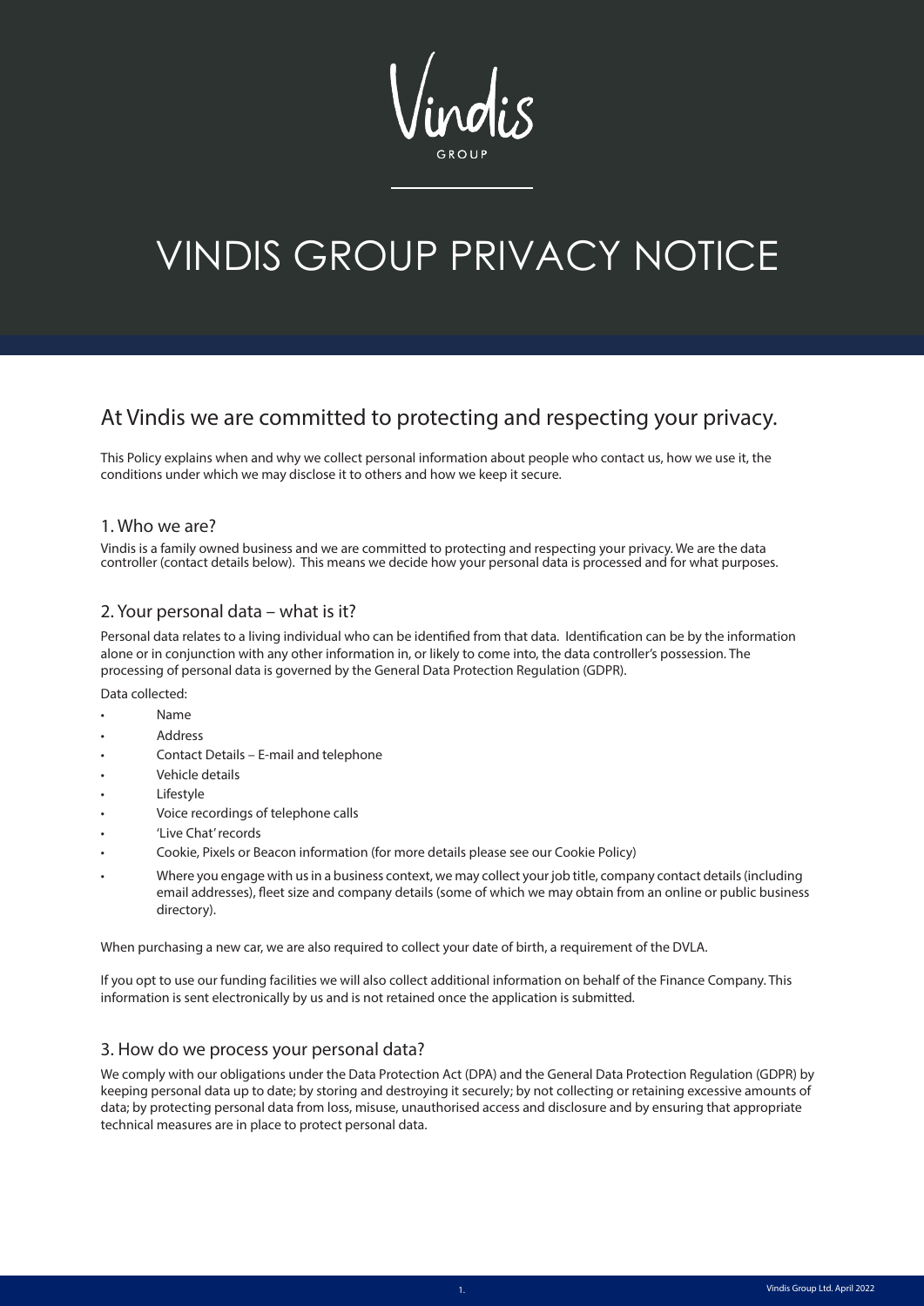# VINDIS GROUP PRIVACY NOTICE

## At Vindis we are committed to protecting and respecting your privacy.

This Policy explains when and why we collect personal information about people who contact us, how we use it, the conditions under which we may disclose it to others and how we keep it secure.

### 1. Who we are?

Vindis is a family owned business and we are committed to protecting and respecting your privacy. We are the data controller (contact details below). This means we decide how your personal data is processed and for what purposes.

### 2. Your personal data – what is it?

Personal data relates to a living individual who can be identified from that data. Identification can be by the information alone or in conjunction with any other information in, or likely to come into, the data controller's possession. The processing of personal data is governed by the General Data Protection Regulation (GDPR).

Data collected:

- Name
- Address
- Contact Details – E-mail and telephone
- Vehicle details
- Lifestyle
- Voice recordings of telephone calls
- 'Live Chat' records
- Cookie, Pixels or Beacon information (for more details please see our Cookie Policy)
- Where you engage with us in a business context, we may collect your job title, company contact details (including email addresses), fleet size and company details (some of which we may obtain from an online or public business directory).

When purchasing a new car, we are also required to collect your date of birth, a requirement of the DVLA.

If you opt to use our funding facilities we will also collect additional information on behalf of the Finance Company. This information is sent electronically by us and is not retained once the application is submitted.

### 3. How do we process your personal data?

We comply with our obligations under the Data Protection Act (DPA) and the General Data Protection Regulation (GDPR) by keeping personal data up to date; by storing and destroying it securely; by not collecting or retaining excessive amounts of data; by protecting personal data from loss, misuse, unauthorised access and disclosure and by ensuring that appropriate technical measures are in place to protect personal data.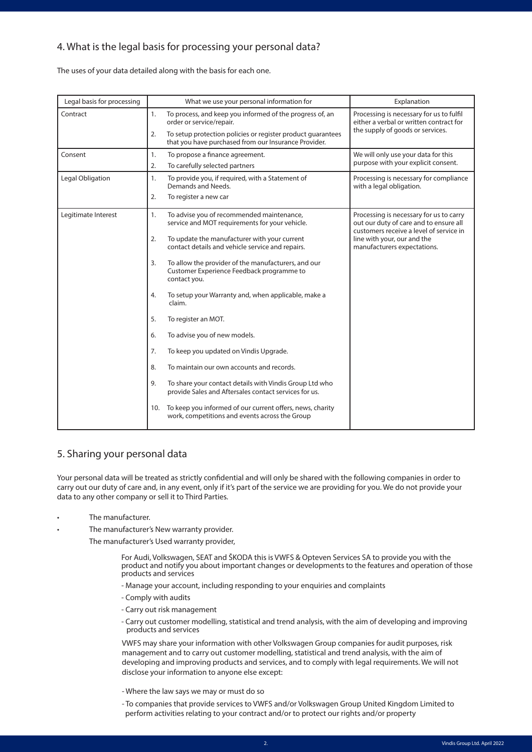## 4. What is the legal basis for processing your personal data?

The uses of your data detailed along with the basis for each one.

| Legal basis for processing | What we use your personal information for | Explanation |
|---|---|---|
| Contract | 1. To process, and keep you informed of the progress of, an order or service/repair.<br>2. To setup protection policies or register product guarantees that you have purchased from our Insurance Provider. | Processing is necessary for us to fulfil either a verbal or written contract for the supply of goods or services. |
| Consent | 1. To propose a finance agreement.<br>2. To carefully selected partners | We will only use your data for this purpose with your explicit consent. |
| Legal Obligation | 1. To provide you, if required, with a Statement of Demands and Needs.<br>2. To register a new car | Processing is necessary for compliance with a legal obligation. |
| Legitimate Interest | 1. To advise you of recommended maintenance, service and MOT requirements for your vehicle.<br>2. To update the manufacturer with your current contact details and vehicle service and repairs.<br>3. To allow the provider of the manufacturers, and our Customer Experience Feedback programme to contact you.<br>4. To setup your Warranty and, when applicable, make a claim.<br>5. To register an MOT.<br>6. To advise you of new models.<br>7. To keep you updated on Vindis Upgrade.<br>8. To maintain our own accounts and records.<br>9. To share your contact details with Vindis Group Ltd who provide Sales and Aftersales contact services for us.<br>10. To keep you informed of our current offers, news, charity work, competitions and events across the Group | Processing is necessary for us to carry out our duty of care and to ensure all customers receive a level of service in line with your, our and the manufacturers expectations. |

## 5. Sharing your personal data

Your personal data will be treated as strictly confidential and will only be shared with the following companies in order to carry out our duty of care and, in any event, only if it's part of the service we are providing for you. We do not provide your data to any other company or sell it to Third Parties.

- The manufacturer.
- The manufacturer's New warranty provider.

  The manufacturer's Used warranty provider,

  For Audi, Volkswagen, SEAT and ŠKODA this is VWFS & Opteven Services SA to provide you with the product and notify you about important changes or developments to the features and operation of those products and services

  - Manage your account, including responding to your enquiries and complaints
  - Comply with audits
  - Carry out risk management
  - Carry out customer modelling, statistical and trend analysis, with the aim of developing and improving products and services

  VWFS may share your information with other Volkswagen Group companies for audit purposes, risk management and to carry out customer modelling, statistical and trend analysis, with the aim of developing and improving products and services, and to comply with legal requirements. We will not disclose your information to anyone else except:

  - Where the law says we may or must do so
  - To companies that provide services to VWFS and/or Volkswagen Group United Kingdom Limited to perform activities relating to your contract and/or to protect our rights and/or property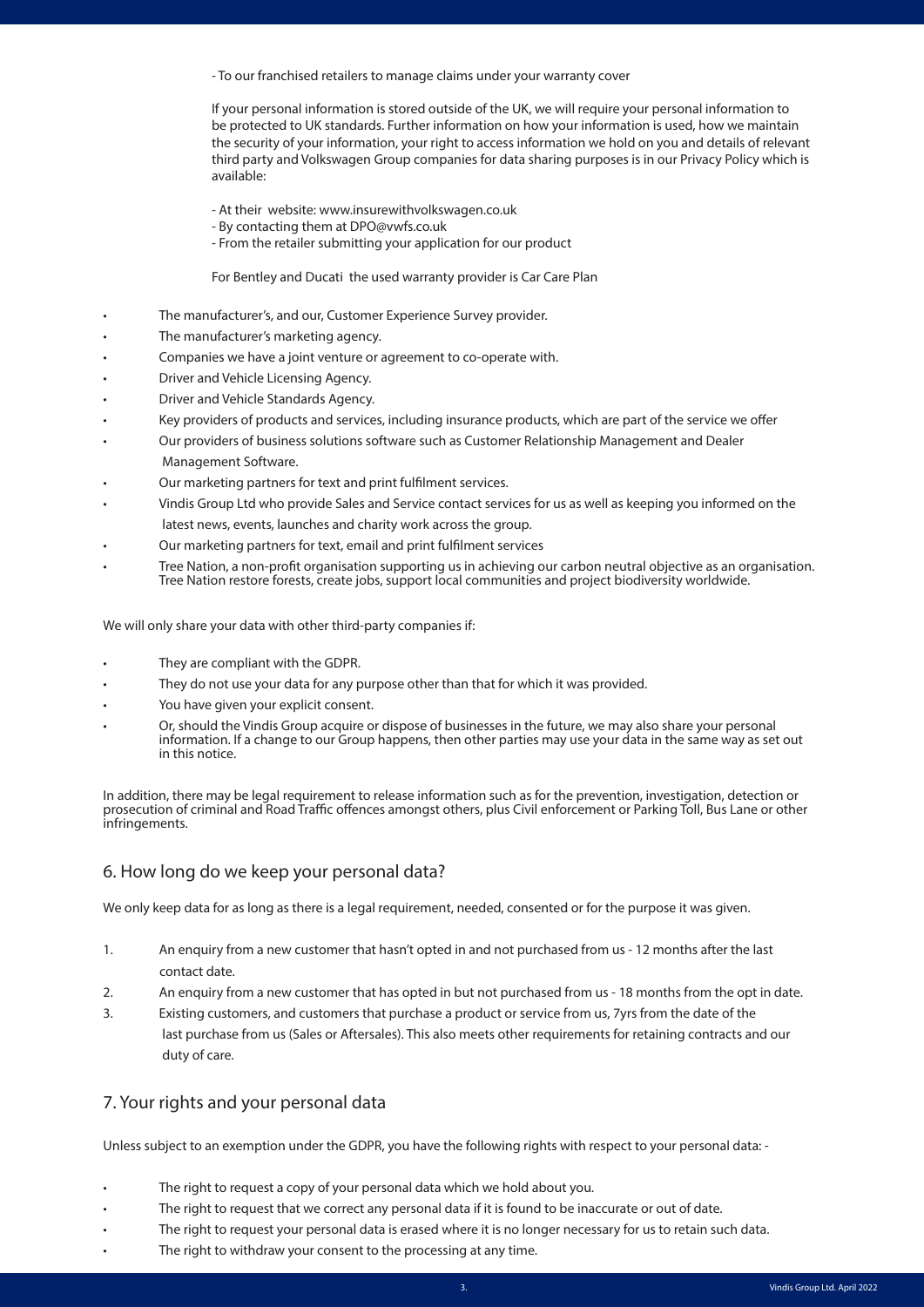- To our franchised retailers to manage claims under your warranty cover

If your personal information is stored outside of the UK, we will require your personal information to be protected to UK standards. Further information on how your information is used, how we maintain the security of your information, your right to access information we hold on you and details of relevant third party and Volkswagen Group companies for data sharing purposes is in our Privacy Policy which is available:

- At their website: www.insurewithvolkswagen.co.uk
- By contacting them at DPO@vwfs.co.uk
- From the retailer submitting your application for our product

For Bentley and Ducati the used warranty provider is Car Care Plan

- The manufacturer's, and our, Customer Experience Survey provider.
- The manufacturer's marketing agency.
- Companies we have a joint venture or agreement to co-operate with.
- Driver and Vehicle Licensing Agency.
- Driver and Vehicle Standards Agency.
- Key providers of products and services, including insurance products, which are part of the service we offer
- Our providers of business solutions software such as Customer Relationship Management and Dealer Management Software.
- Our marketing partners for text and print fulfilment services.
- Vindis Group Ltd who provide Sales and Service contact services for us as well as keeping you informed on the latest news, events, launches and charity work across the group.
- Our marketing partners for text, email and print fulfilment services
- Tree Nation, a non-profit organisation supporting us in achieving our carbon neutral objective as an organisation. Tree Nation restore forests, create jobs, support local communities and project biodiversity worldwide.

We will only share your data with other third-party companies if:

- They are compliant with the GDPR.
- They do not use your data for any purpose other than that for which it was provided.
- You have given your explicit consent.
- Or, should the Vindis Group acquire or dispose of businesses in the future, we may also share your personal information. If a change to our Group happens, then other parties may use your data in the same way as set out in this notice.

In addition, there may be legal requirement to release information such as for the prevention, investigation, detection or prosecution of criminal and Road Traffic offences amongst others, plus Civil enforcement or Parking Toll, Bus Lane or other infringements.

## 6. How long do we keep your personal data?

We only keep data for as long as there is a legal requirement, needed, consented or for the purpose it was given.

1. An enquiry from a new customer that hasn't opted in and not purchased from us - 12 months after the last contact date.
2. An enquiry from a new customer that has opted in but not purchased from us - 18 months from the opt in date.
3. Existing customers, and customers that purchase a product or service from us, 7yrs from the date of the last purchase from us (Sales or Aftersales). This also meets other requirements for retaining contracts and our duty of care.

## 7. Your rights and your personal data

Unless subject to an exemption under the GDPR, you have the following rights with respect to your personal data: -

- The right to request a copy of your personal data which we hold about you.
- The right to request that we correct any personal data if it is found to be inaccurate or out of date.
- The right to request your personal data is erased where it is no longer necessary for us to retain such data.
- The right to withdraw your consent to the processing at any time.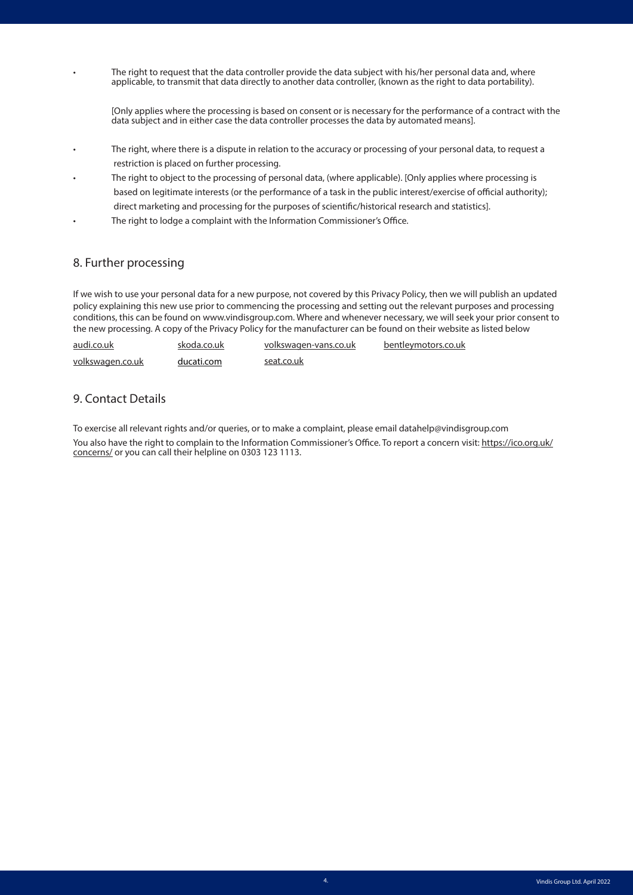- The right to request that the data controller provide the data subject with his/her personal data and, where applicable, to transmit that data directly to another data controller, (known as the right to data portability).

  [Only applies where the processing is based on consent or is necessary for the performance of a contract with the data subject and in either case the data controller processes the data by automated means].

- The right, where there is a dispute in relation to the accuracy or processing of your personal data, to request a restriction is placed on further processing.
- The right to object to the processing of personal data, (where applicable). [Only applies where processing is based on legitimate interests (or the performance of a task in the public interest/exercise of official authority); direct marketing and processing for the purposes of scientific/historical research and statistics].
- The right to lodge a complaint with the Information Commissioner's Office.

## 8. Further processing

If we wish to use your personal data for a new purpose, not covered by this Privacy Policy, then we will publish an updated policy explaining this new use prior to commencing the processing and setting out the relevant purposes and processing conditions, this can be found on www.vindisgroup.com. Where and whenever necessary, we will seek your prior consent to the new processing. A copy of the Privacy Policy for the manufacturer can be found on their website as listed below

| | | | |
|---|---|---|---|
| audi.co.uk | skoda.co.uk | volkswagen-vans.co.uk | bentleymotors.co.uk |
| volkswagen.co.uk | ducati.com | seat.co.uk | |

## 9. Contact Details

To exercise all relevant rights and/or queries, or to make a complaint, please email datahelp@vindisgroup.com

You also have the right to complain to the Information Commissioner's Office. To report a concern visit: https://ico.org.uk/concerns/ or you can call their helpline on 0303 123 1113.